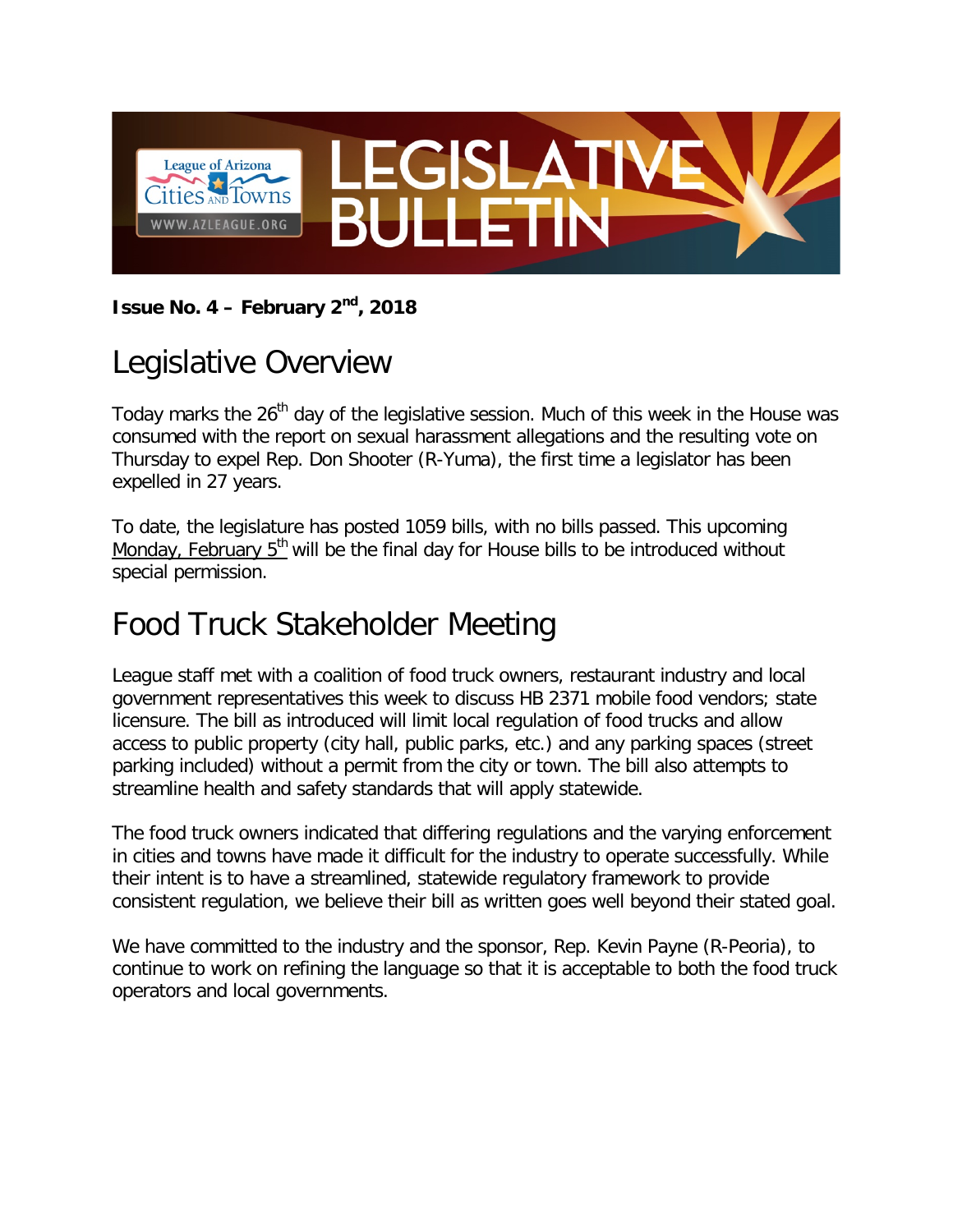# LEGISLATIVE BULLETIN

League of Arizona Cities and Towns
WWW.AZLEAGUE.ORG

**Issue No. 4 – February 2nd, 2018**

## Legislative Overview

Today marks the 26th day of the legislative session. Much of this week in the House was consumed with the report on sexual harassment allegations and the resulting vote on Thursday to expel Rep. Don Shooter (R-Yuma), the first time a legislator has been expelled in 27 years.

To date, the legislature has posted 1059 bills, with no bills passed. This upcoming Monday, February 5th will be the final day for House bills to be introduced without special permission.

## Food Truck Stakeholder Meeting

League staff met with a coalition of food truck owners, restaurant industry and local government representatives this week to discuss HB 2371 mobile food vendors; state licensure. The bill as introduced will limit local regulation of food trucks and allow access to public property (city hall, public parks, etc.) and any parking spaces (street parking included) without a permit from the city or town. The bill also attempts to streamline health and safety standards that will apply statewide.

The food truck owners indicated that differing regulations and the varying enforcement in cities and towns have made it difficult for the industry to operate successfully. While their intent is to have a streamlined, statewide regulatory framework to provide consistent regulation, we believe their bill as written goes well beyond their stated goal.

We have committed to the industry and the sponsor, Rep. Kevin Payne (R-Peoria), to continue to work on refining the language so that it is acceptable to both the food truck operators and local governments.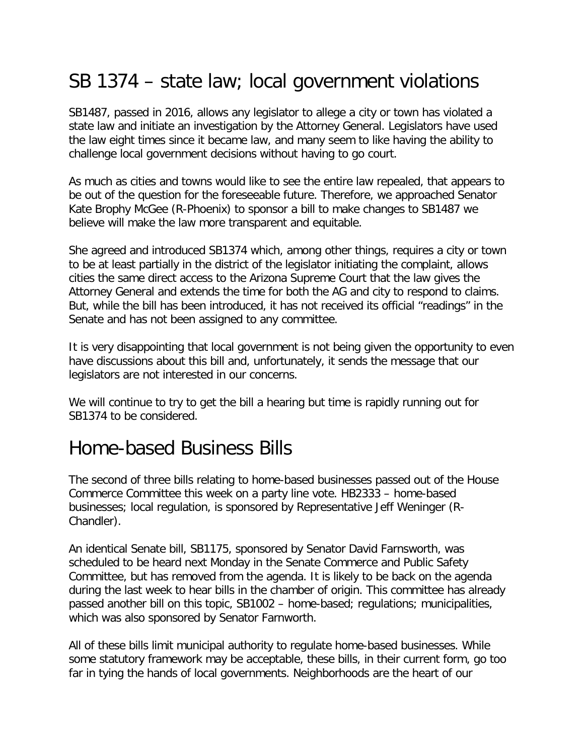## SB 1374 – state law; local government violations

SB1487, passed in 2016, allows any legislator to allege a city or town has violated a state law and initiate an investigation by the Attorney General. Legislators have used the law eight times since it became law, and many seem to like having the ability to challenge local government decisions without having to go court.

As much as cities and towns would like to see the entire law repealed, that appears to be out of the question for the foreseeable future. Therefore, we approached Senator Kate Brophy McGee (R-Phoenix) to sponsor a bill to make changes to SB1487 we believe will make the law more transparent and equitable.

She agreed and introduced SB1374 which, among other things, requires a city or town to be at least partially in the district of the legislator initiating the complaint, allows cities the same direct access to the Arizona Supreme Court that the law gives the Attorney General and extends the time for both the AG and city to respond to claims. But, while the bill has been introduced, it has not received its official "readings" in the Senate and has not been assigned to any committee.

It is very disappointing that local government is not being given the opportunity to even have discussions about this bill and, unfortunately, it sends the message that our legislators are not interested in our concerns.

We will continue to try to get the bill a hearing but time is rapidly running out for SB1374 to be considered.

## Home-based Business Bills

The second of three bills relating to home-based businesses passed out of the House Commerce Committee this week on a party line vote. HB2333 – home-based businesses; local regulation, is sponsored by Representative Jeff Weninger (R-Chandler).

An identical Senate bill, SB1175, sponsored by Senator David Farnsworth, was scheduled to be heard next Monday in the Senate Commerce and Public Safety Committee, but has removed from the agenda. It is likely to be back on the agenda during the last week to hear bills in the chamber of origin. This committee has already passed another bill on this topic, SB1002 – home-based; regulations; municipalities, which was also sponsored by Senator Farnworth.

All of these bills limit municipal authority to regulate home-based businesses. While some statutory framework may be acceptable, these bills, in their current form, go too far in tying the hands of local governments. Neighborhoods are the heart of our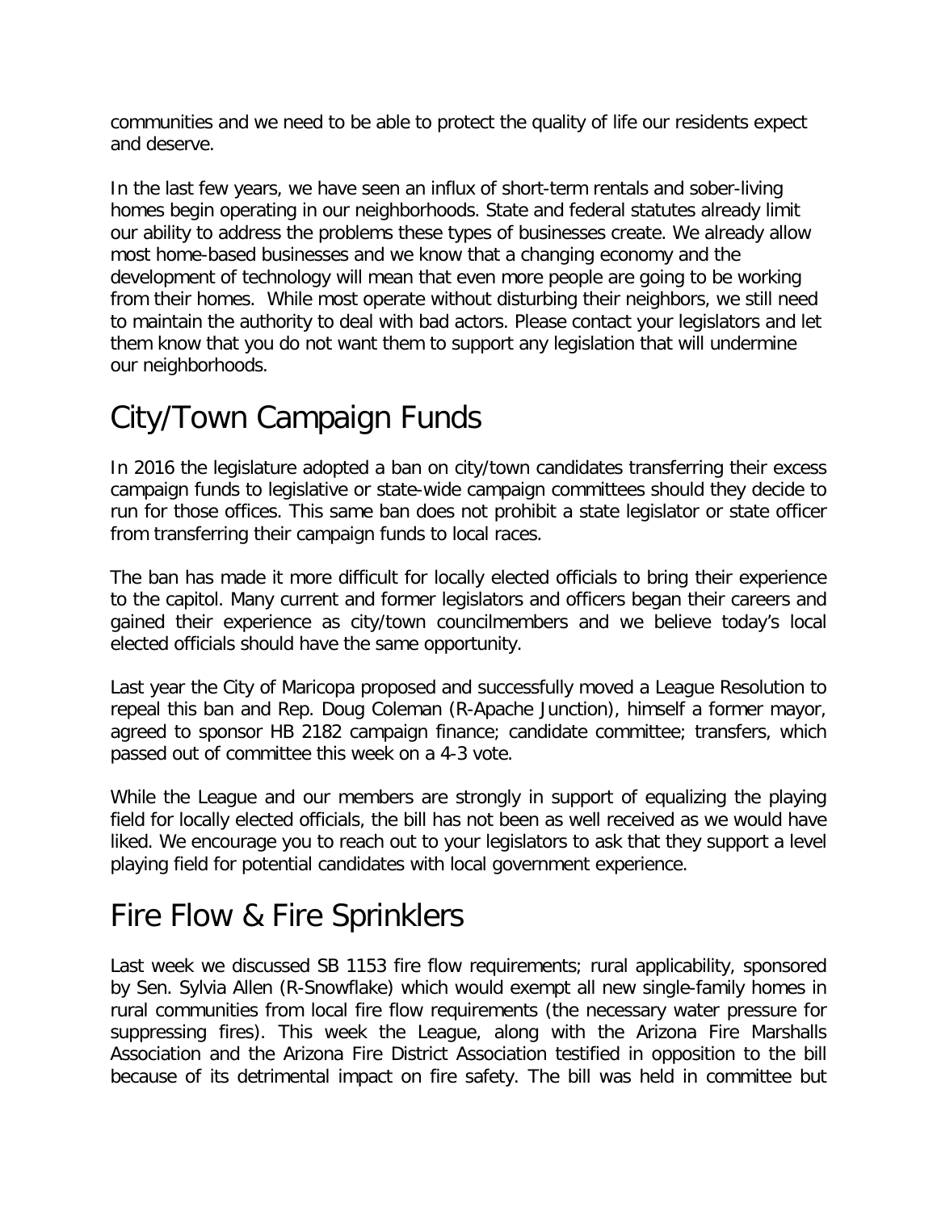communities and we need to be able to protect the quality of life our residents expect and deserve.

In the last few years, we have seen an influx of short-term rentals and sober-living homes begin operating in our neighborhoods. State and federal statutes already limit our ability to address the problems these types of businesses create. We already allow most home-based businesses and we know that a changing economy and the development of technology will mean that even more people are going to be working from their homes. While most operate without disturbing their neighbors, we still need to maintain the authority to deal with bad actors. Please contact your legislators and let them know that you do not want them to support any legislation that will undermine our neighborhoods.

# City/Town Campaign Funds

In 2016 the legislature adopted a ban on city/town candidates transferring their excess campaign funds to legislative or state-wide campaign committees should they decide to run for those offices. This same ban does not prohibit a state legislator or state officer from transferring their campaign funds to local races.

The ban has made it more difficult for locally elected officials to bring their experience to the capitol. Many current and former legislators and officers began their careers and gained their experience as city/town councilmembers and we believe today's local elected officials should have the same opportunity.

Last year the City of Maricopa proposed and successfully moved a League Resolution to repeal this ban and Rep. Doug Coleman (R-Apache Junction), himself a former mayor, agreed to sponsor HB 2182 campaign finance; candidate committee; transfers, which passed out of committee this week on a 4-3 vote.

While the League and our members are strongly in support of equalizing the playing field for locally elected officials, the bill has not been as well received as we would have liked. We encourage you to reach out to your legislators to ask that they support a level playing field for potential candidates with local government experience.

# Fire Flow & Fire Sprinklers

Last week we discussed SB 1153 fire flow requirements; rural applicability, sponsored by Sen. Sylvia Allen (R-Snowflake) which would exempt all new single-family homes in rural communities from local fire flow requirements (the necessary water pressure for suppressing fires). This week the League, along with the Arizona Fire Marshalls Association and the Arizona Fire District Association testified in opposition to the bill because of its detrimental impact on fire safety. The bill was held in committee but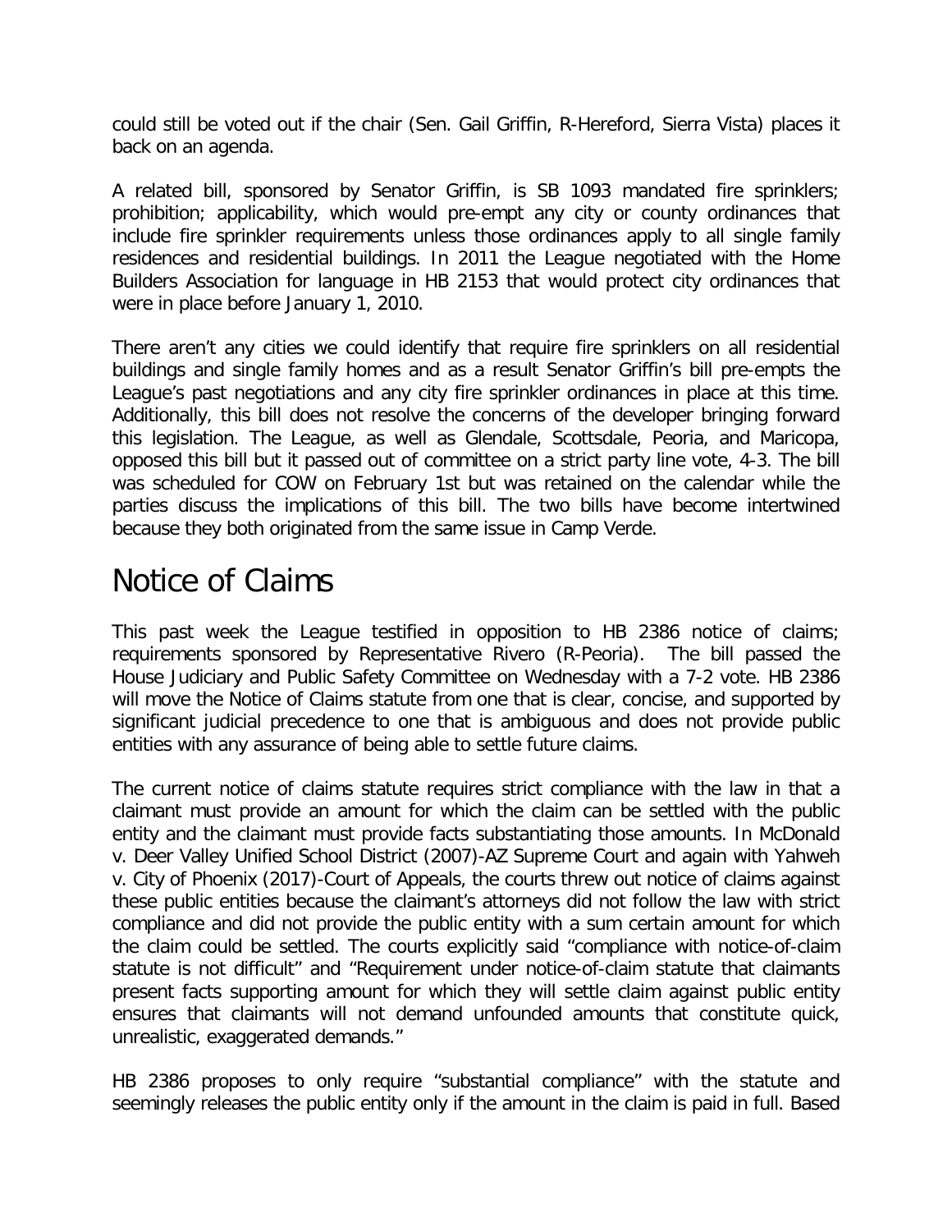could still be voted out if the chair (Sen. Gail Griffin, R-Hereford, Sierra Vista) places it back on an agenda.

A related bill, sponsored by Senator Griffin, is SB 1093 mandated fire sprinklers; prohibition; applicability, which would pre-empt any city or county ordinances that include fire sprinkler requirements unless those ordinances apply to all single family residences and residential buildings. In 2011 the League negotiated with the Home Builders Association for language in HB 2153 that would protect city ordinances that were in place before January 1, 2010.

There aren't any cities we could identify that require fire sprinklers on all residential buildings and single family homes and as a result Senator Griffin's bill pre-empts the League's past negotiations and any city fire sprinkler ordinances in place at this time. Additionally, this bill does not resolve the concerns of the developer bringing forward this legislation. The League, as well as Glendale, Scottsdale, Peoria, and Maricopa, opposed this bill but it passed out of committee on a strict party line vote, 4-3. The bill was scheduled for COW on February 1st but was retained on the calendar while the parties discuss the implications of this bill. The two bills have become intertwined because they both originated from the same issue in Camp Verde.

# Notice of Claims

This past week the League testified in opposition to HB 2386 notice of claims; requirements sponsored by Representative Rivero (R-Peoria). The bill passed the House Judiciary and Public Safety Committee on Wednesday with a 7-2 vote. HB 2386 will move the Notice of Claims statute from one that is clear, concise, and supported by significant judicial precedence to one that is ambiguous and does not provide public entities with any assurance of being able to settle future claims.

The current notice of claims statute requires strict compliance with the law in that a claimant must provide an amount for which the claim can be settled with the public entity and the claimant must provide facts substantiating those amounts. In McDonald v. Deer Valley Unified School District (2007)-AZ Supreme Court and again with Yahweh v. City of Phoenix (2017)-Court of Appeals, the courts threw out notice of claims against these public entities because the claimant's attorneys did not follow the law with strict compliance and did not provide the public entity with a sum certain amount for which the claim could be settled. The courts explicitly said "compliance with notice-of-claim statute is not difficult" and "Requirement under notice-of-claim statute that claimants present facts supporting amount for which they will settle claim against public entity ensures that claimants will not demand unfounded amounts that constitute quick, unrealistic, exaggerated demands."

HB 2386 proposes to only require "substantial compliance" with the statute and seemingly releases the public entity only if the amount in the claim is paid in full. Based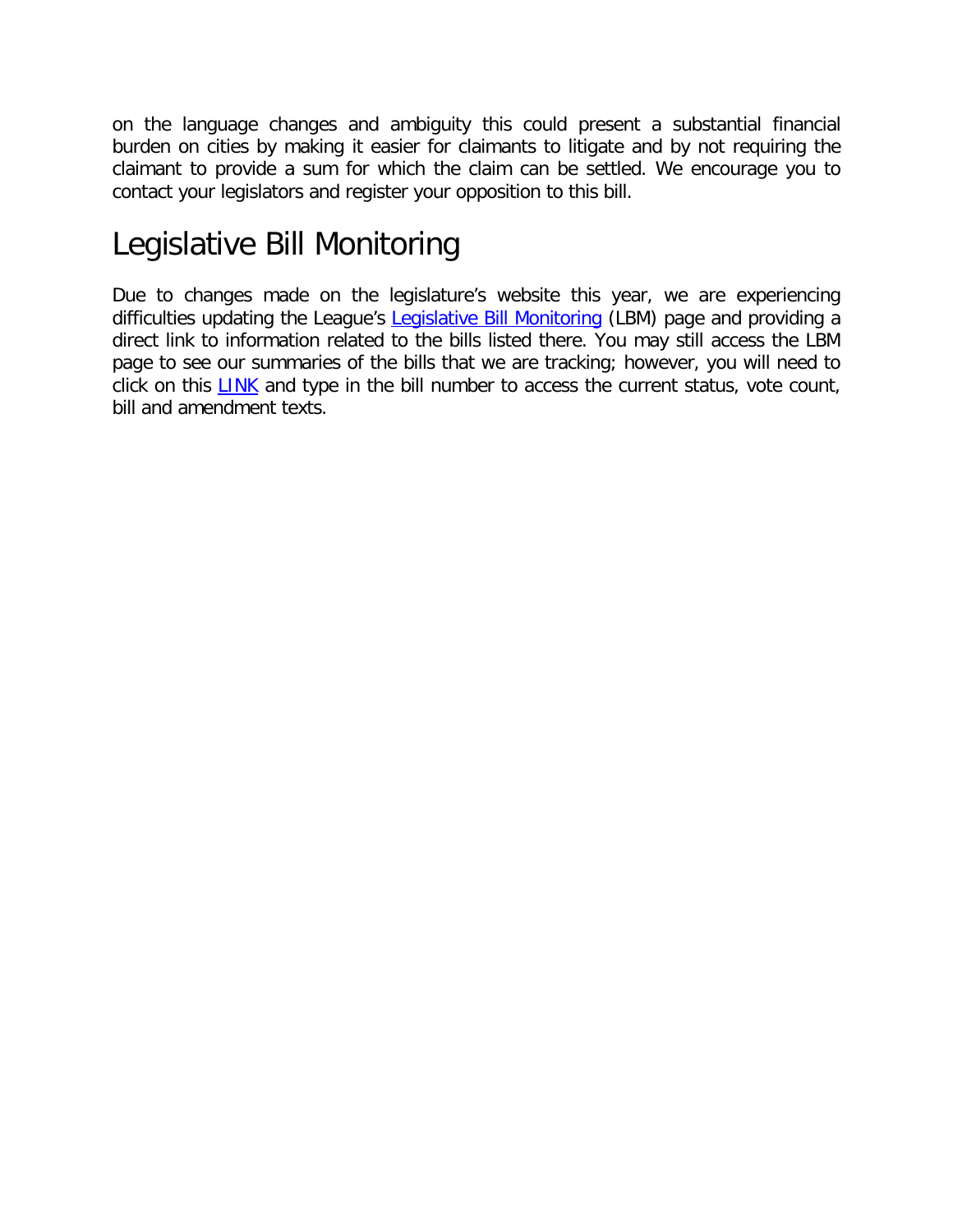on the language changes and ambiguity this could present a substantial financial burden on cities by making it easier for claimants to litigate and by not requiring the claimant to provide a sum for which the claim can be settled. We encourage you to contact your legislators and register your opposition to this bill.

# Legislative Bill Monitoring

Due to changes made on the legislature's website this year, we are experiencing difficulties updating the League's Legislative Bill Monitoring (LBM) page and providing a direct link to information related to the bills listed there. You may still access the LBM page to see our summaries of the bills that we are tracking; however, you will need to click on this LINK and type in the bill number to access the current status, vote count, bill and amendment texts.